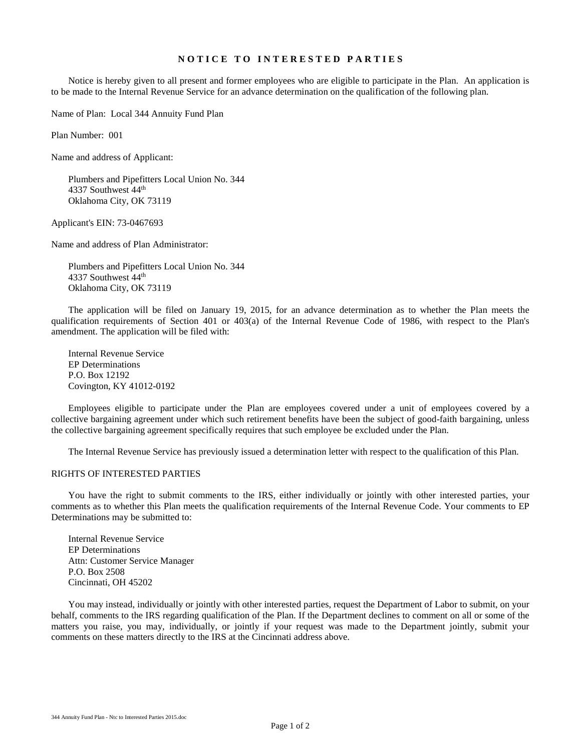# NOTICE TO INTERESTED PARTIES

Notice is hereby given to all present and former employees who are eligible to participate in the Plan. An application is to be made to the Internal Revenue Service for an advance determination on the qualification of the following plan.

Name of Plan: Local 344 Annuity Fund Plan

Plan Number: 001

Name and address of Applicant:

Plumbers and Pipefitters Local Union No. 344
4337 Southwest 44th
Oklahoma City, OK 73119

Applicant's EIN: 73-0467693

Name and address of Plan Administrator:

Plumbers and Pipefitters Local Union No. 344
4337 Southwest 44th
Oklahoma City, OK 73119

The application will be filed on January 19, 2015, for an advance determination as to whether the Plan meets the qualification requirements of Section 401 or 403(a) of the Internal Revenue Code of 1986, with respect to the Plan's amendment. The application will be filed with:

Internal Revenue Service
EP Determinations
P.O. Box 12192
Covington, KY 41012-0192

Employees eligible to participate under the Plan are employees covered under a unit of employees covered by a collective bargaining agreement under which such retirement benefits have been the subject of good-faith bargaining, unless the collective bargaining agreement specifically requires that such employee be excluded under the Plan.

The Internal Revenue Service has previously issued a determination letter with respect to the qualification of this Plan.

## RIGHTS OF INTERESTED PARTIES

You have the right to submit comments to the IRS, either individually or jointly with other interested parties, your comments as to whether this Plan meets the qualification requirements of the Internal Revenue Code. Your comments to EP Determinations may be submitted to:

Internal Revenue Service
EP Determinations
Attn: Customer Service Manager
P.O. Box 2508
Cincinnati, OH 45202

You may instead, individually or jointly with other interested parties, request the Department of Labor to submit, on your behalf, comments to the IRS regarding qualification of the Plan. If the Department declines to comment on all or some of the matters you raise, you may, individually, or jointly if your request was made to the Department jointly, submit your comments on these matters directly to the IRS at the Cincinnati address above.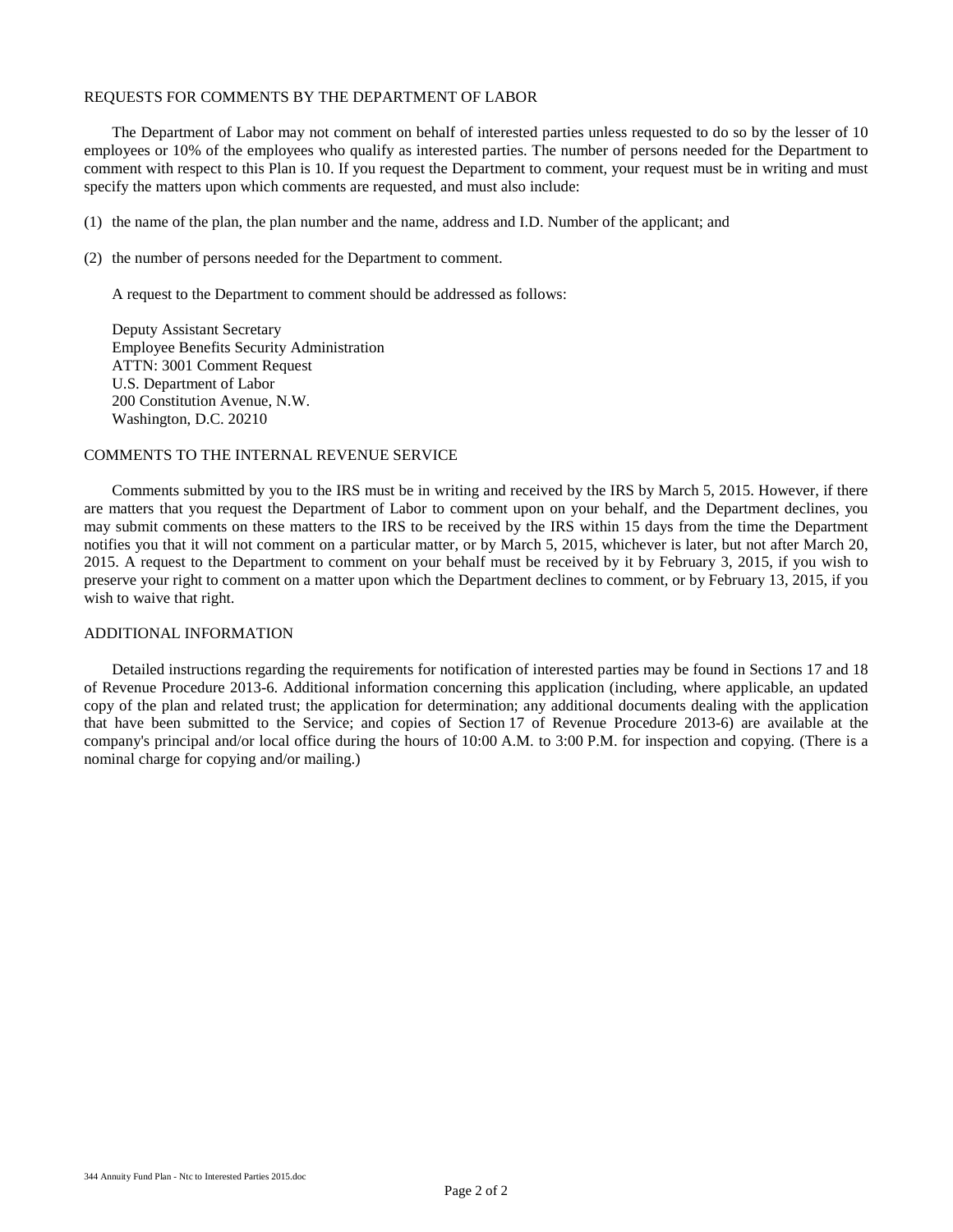## REQUESTS FOR COMMENTS BY THE DEPARTMENT OF LABOR

The Department of Labor may not comment on behalf of interested parties unless requested to do so by the lesser of 10 employees or 10% of the employees who qualify as interested parties. The number of persons needed for the Department to comment with respect to this Plan is 10. If you request the Department to comment, your request must be in writing and must specify the matters upon which comments are requested, and must also include:

(1) the name of the plan, the plan number and the name, address and I.D. Number of the applicant; and

(2) the number of persons needed for the Department to comment.

A request to the Department to comment should be addressed as follows:

Deputy Assistant Secretary
Employee Benefits Security Administration
ATTN: 3001 Comment Request
U.S. Department of Labor
200 Constitution Avenue, N.W.
Washington, D.C. 20210

## COMMENTS TO THE INTERNAL REVENUE SERVICE

Comments submitted by you to the IRS must be in writing and received by the IRS by March 5, 2015. However, if there are matters that you request the Department of Labor to comment upon on your behalf, and the Department declines, you may submit comments on these matters to the IRS to be received by the IRS within 15 days from the time the Department notifies you that it will not comment on a particular matter, or by March 5, 2015, whichever is later, but not after March 20, 2015. A request to the Department to comment on your behalf must be received by it by February 3, 2015, if you wish to preserve your right to comment on a matter upon which the Department declines to comment, or by February 13, 2015, if you wish to waive that right.

## ADDITIONAL INFORMATION

Detailed instructions regarding the requirements for notification of interested parties may be found in Sections 17 and 18 of Revenue Procedure 2013-6. Additional information concerning this application (including, where applicable, an updated copy of the plan and related trust; the application for determination; any additional documents dealing with the application that have been submitted to the Service; and copies of Section 17 of Revenue Procedure 2013-6) are available at the company's principal and/or local office during the hours of 10:00 A.M. to 3:00 P.M. for inspection and copying. (There is a nominal charge for copying and/or mailing.)